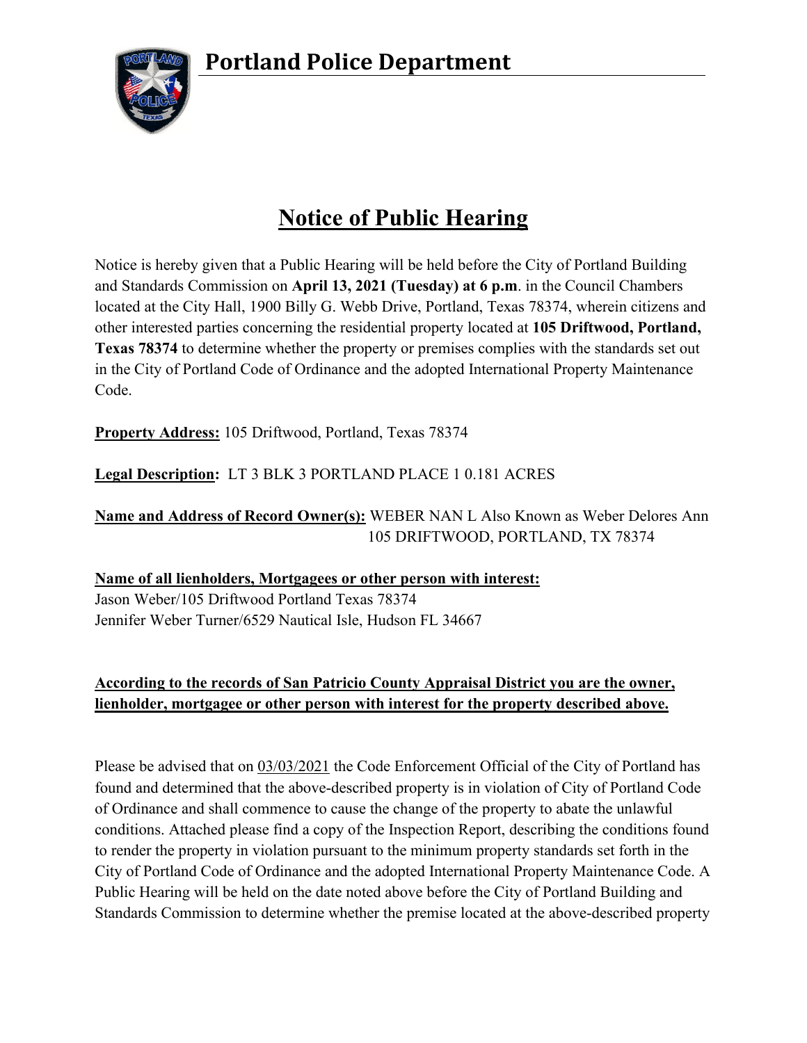# Portland Police Department

## Notice of Public Hearing

Notice is hereby given that a Public Hearing will be held before the City of Portland Building and Standards Commission on **April 13, 2021 (Tuesday) at 6 p.m**. in the Council Chambers located at the City Hall, 1900 Billy G. Webb Drive, Portland, Texas 78374, wherein citizens and other interested parties concerning the residential property located at **105 Driftwood, Portland, Texas 78374** to determine whether the property or premises complies with the standards set out in the City of Portland Code of Ordinance and the adopted International Property Maintenance Code.

**Property Address:** 105 Driftwood, Portland, Texas 78374

**Legal Description:** LT 3 BLK 3 PORTLAND PLACE 1 0.181 ACRES

**Name and Address of Record Owner(s):** WEBER NAN L Also Known as Weber Delores Ann
105 DRIFTWOOD, PORTLAND, TX 78374

**Name of all lienholders, Mortgagees or other person with interest:**
Jason Weber/105 Driftwood Portland Texas 78374
Jennifer Weber Turner/6529 Nautical Isle, Hudson FL 34667

**According to the records of San Patricio County Appraisal District you are the owner, lienholder, mortgagee or other person with interest for the property described above.**

Please be advised that on 03/03/2021 the Code Enforcement Official of the City of Portland has found and determined that the above-described property is in violation of City of Portland Code of Ordinance and shall commence to cause the change of the property to abate the unlawful conditions. Attached please find a copy of the Inspection Report, describing the conditions found to render the property in violation pursuant to the minimum property standards set forth in the City of Portland Code of Ordinance and the adopted International Property Maintenance Code. A Public Hearing will be held on the date noted above before the City of Portland Building and Standards Commission to determine whether the premise located at the above-described property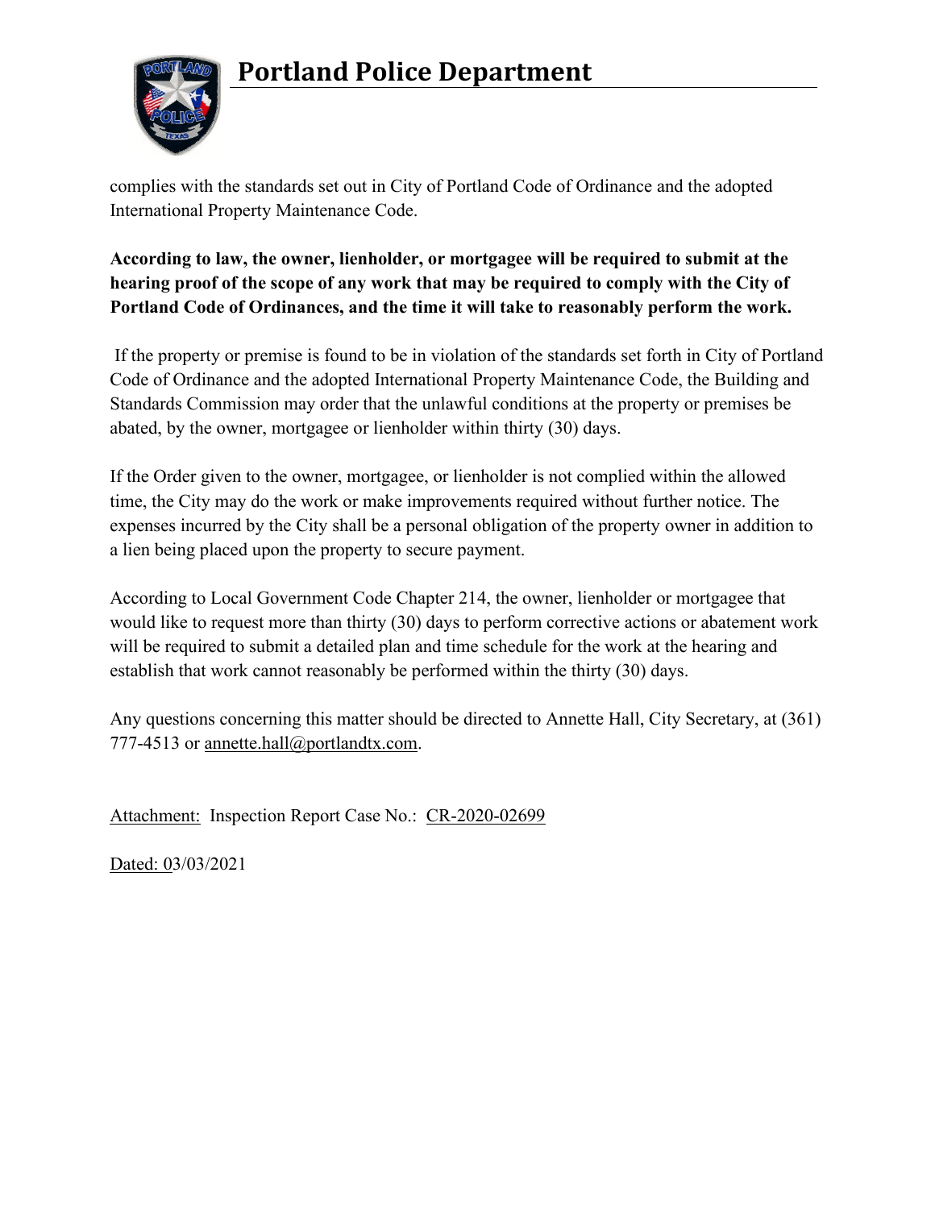# Portland Police Department

complies with the standards set out in City of Portland Code of Ordinance and the adopted International Property Maintenance Code.

**According to law, the owner, lienholder, or mortgagee will be required to submit at the hearing proof of the scope of any work that may be required to comply with the City of Portland Code of Ordinances, and the time it will take to reasonably perform the work.**

If the property or premise is found to be in violation of the standards set forth in City of Portland Code of Ordinance and the adopted International Property Maintenance Code, the Building and Standards Commission may order that the unlawful conditions at the property or premises be abated, by the owner, mortgagee or lienholder within thirty (30) days.

If the Order given to the owner, mortgagee, or lienholder is not complied within the allowed time, the City may do the work or make improvements required without further notice. The expenses incurred by the City shall be a personal obligation of the property owner in addition to a lien being placed upon the property to secure payment.

According to Local Government Code Chapter 214, the owner, lienholder or mortgagee that would like to request more than thirty (30) days to perform corrective actions or abatement work will be required to submit a detailed plan and time schedule for the work at the hearing and establish that work cannot reasonably be performed within the thirty (30) days.

Any questions concerning this matter should be directed to Annette Hall, City Secretary, at (361) 777-4513 or annette.hall@portlandtx.com.

Attachment: Inspection Report Case No.: CR-2020-02699

Dated: 03/03/2021